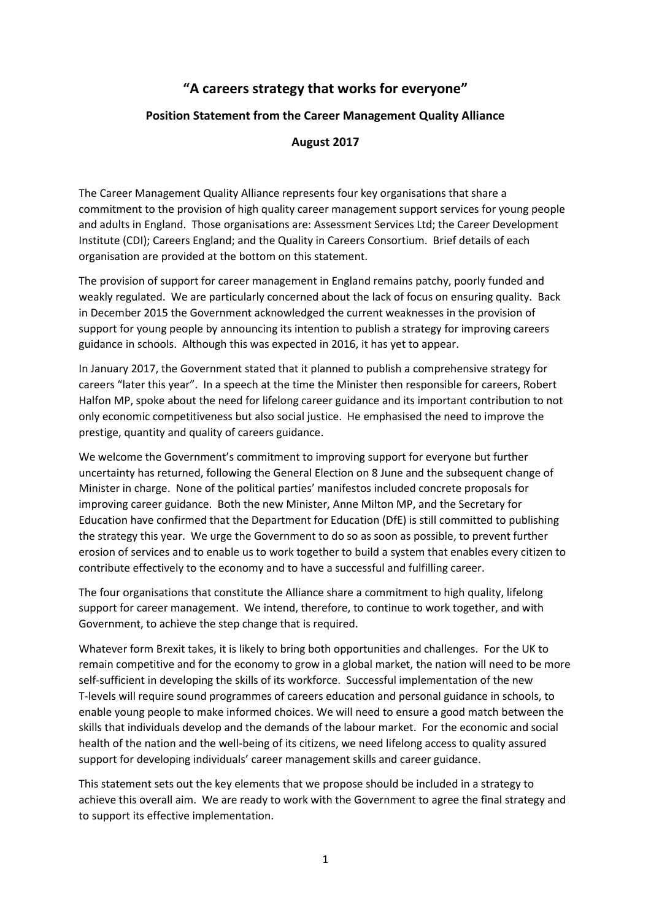# "A careers strategy that works for everyone"

**Position Statement from the Career Management Quality Alliance**

**August 2017**

The Career Management Quality Alliance represents four key organisations that share a commitment to the provision of high quality career management support services for young people and adults in England. Those organisations are: Assessment Services Ltd; the Career Development Institute (CDI); Careers England; and the Quality in Careers Consortium. Brief details of each organisation are provided at the bottom on this statement.

The provision of support for career management in England remains patchy, poorly funded and weakly regulated. We are particularly concerned about the lack of focus on ensuring quality. Back in December 2015 the Government acknowledged the current weaknesses in the provision of support for young people by announcing its intention to publish a strategy for improving careers guidance in schools. Although this was expected in 2016, it has yet to appear.

In January 2017, the Government stated that it planned to publish a comprehensive strategy for careers "later this year". In a speech at the time the Minister then responsible for careers, Robert Halfon MP, spoke about the need for lifelong career guidance and its important contribution to not only economic competitiveness but also social justice. He emphasised the need to improve the prestige, quantity and quality of careers guidance.

We welcome the Government's commitment to improving support for everyone but further uncertainty has returned, following the General Election on 8 June and the subsequent change of Minister in charge. None of the political parties' manifestos included concrete proposals for improving career guidance. Both the new Minister, Anne Milton MP, and the Secretary for Education have confirmed that the Department for Education (DfE) is still committed to publishing the strategy this year. We urge the Government to do so as soon as possible, to prevent further erosion of services and to enable us to work together to build a system that enables every citizen to contribute effectively to the economy and to have a successful and fulfilling career.

The four organisations that constitute the Alliance share a commitment to high quality, lifelong support for career management. We intend, therefore, to continue to work together, and with Government, to achieve the step change that is required.

Whatever form Brexit takes, it is likely to bring both opportunities and challenges. For the UK to remain competitive and for the economy to grow in a global market, the nation will need to be more self-sufficient in developing the skills of its workforce. Successful implementation of the new T-levels will require sound programmes of careers education and personal guidance in schools, to enable young people to make informed choices. We will need to ensure a good match between the skills that individuals develop and the demands of the labour market. For the economic and social health of the nation and the well-being of its citizens, we need lifelong access to quality assured support for developing individuals' career management skills and career guidance.

This statement sets out the key elements that we propose should be included in a strategy to achieve this overall aim. We are ready to work with the Government to agree the final strategy and to support its effective implementation.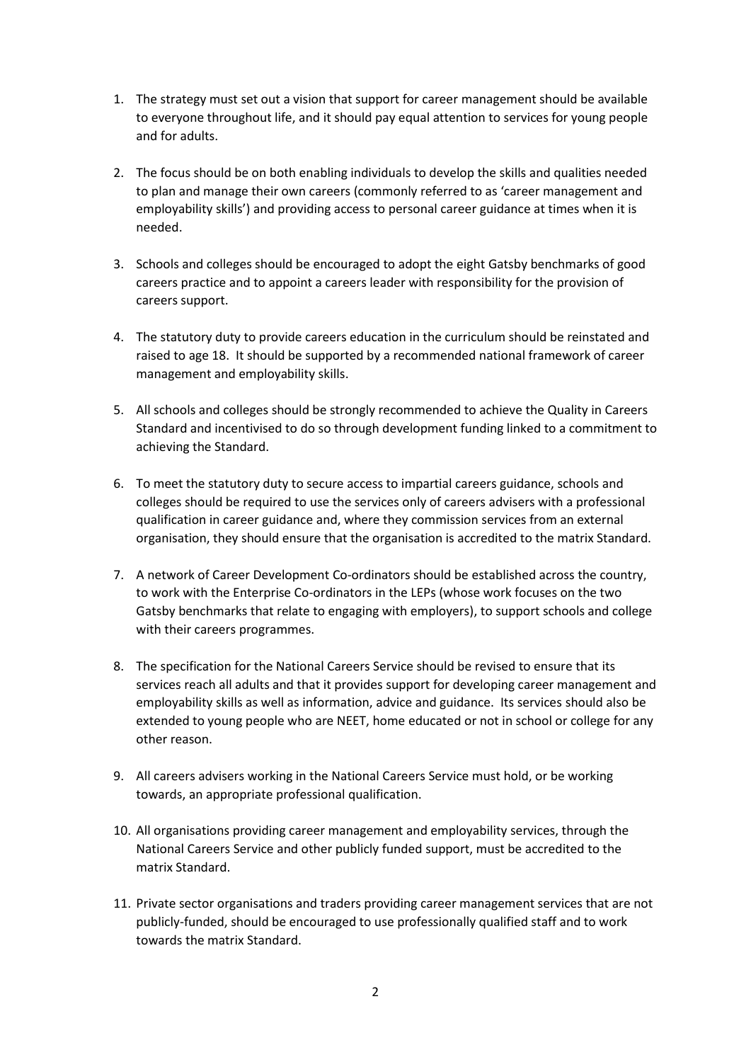1. The strategy must set out a vision that support for career management should be available to everyone throughout life, and it should pay equal attention to services for young people and for adults.

2. The focus should be on both enabling individuals to develop the skills and qualities needed to plan and manage their own careers (commonly referred to as 'career management and employability skills') and providing access to personal career guidance at times when it is needed.

3. Schools and colleges should be encouraged to adopt the eight Gatsby benchmarks of good careers practice and to appoint a careers leader with responsibility for the provision of careers support.

4. The statutory duty to provide careers education in the curriculum should be reinstated and raised to age 18. It should be supported by a recommended national framework of career management and employability skills.

5. All schools and colleges should be strongly recommended to achieve the Quality in Careers Standard and incentivised to do so through development funding linked to a commitment to achieving the Standard.

6. To meet the statutory duty to secure access to impartial careers guidance, schools and colleges should be required to use the services only of careers advisers with a professional qualification in career guidance and, where they commission services from an external organisation, they should ensure that the organisation is accredited to the matrix Standard.

7. A network of Career Development Co-ordinators should be established across the country, to work with the Enterprise Co-ordinators in the LEPs (whose work focuses on the two Gatsby benchmarks that relate to engaging with employers), to support schools and college with their careers programmes.

8. The specification for the National Careers Service should be revised to ensure that its services reach all adults and that it provides support for developing career management and employability skills as well as information, advice and guidance. Its services should also be extended to young people who are NEET, home educated or not in school or college for any other reason.

9. All careers advisers working in the National Careers Service must hold, or be working towards, an appropriate professional qualification.

10. All organisations providing career management and employability services, through the National Careers Service and other publicly funded support, must be accredited to the matrix Standard.

11. Private sector organisations and traders providing career management services that are not publicly-funded, should be encouraged to use professionally qualified staff and to work towards the matrix Standard.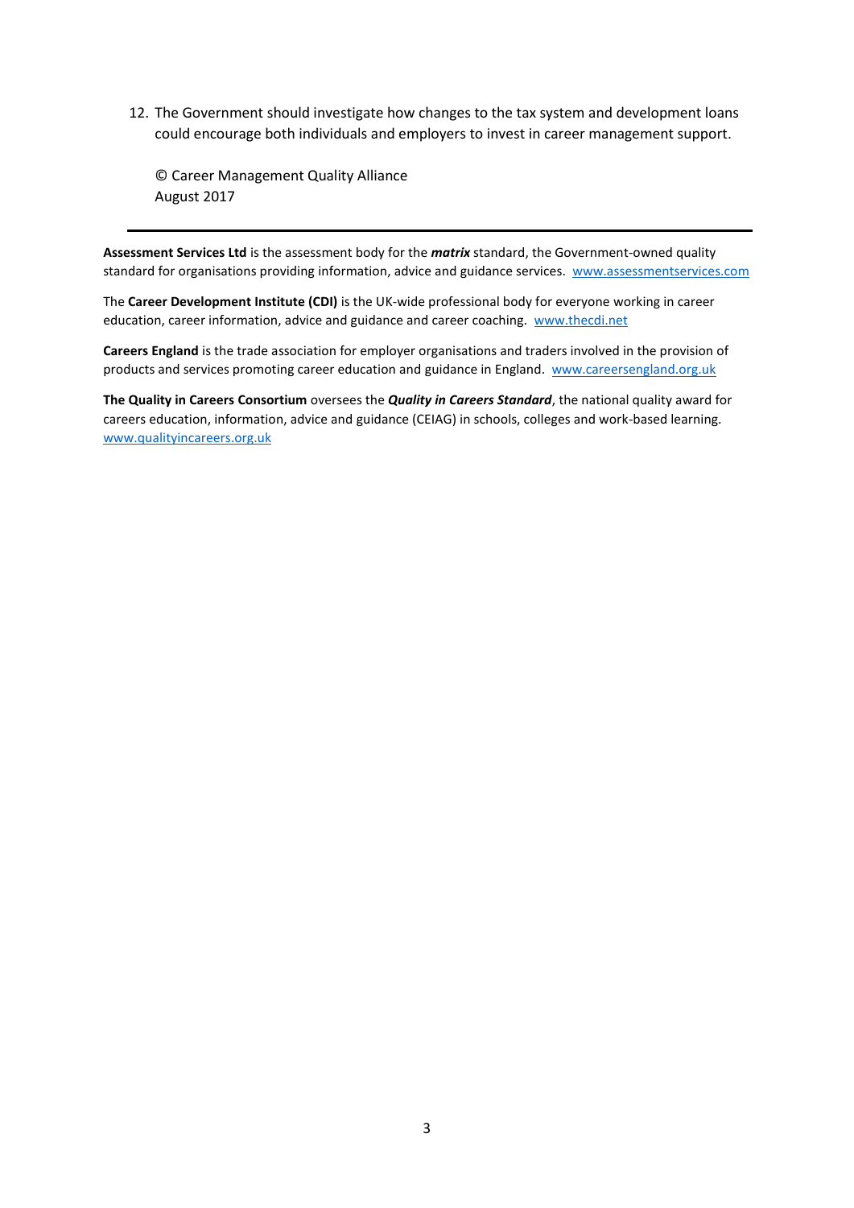12. The Government should investigate how changes to the tax system and development loans could encourage both individuals and employers to invest in career management support.

© Career Management Quality Alliance
August 2017

---

**Assessment Services Ltd** is the assessment body for the ***matrix*** standard, the Government-owned quality standard for organisations providing information, advice and guidance services. www.assessmentservices.com

The **Career Development Institute (CDI)** is the UK-wide professional body for everyone working in career education, career information, advice and guidance and career coaching. www.thecdi.net

**Careers England** is the trade association for employer organisations and traders involved in the provision of products and services promoting career education and guidance in England. www.careersengland.org.uk

**The Quality in Careers Consortium** oversees the ***Quality in Careers Standard***, the national quality award for careers education, information, advice and guidance (CEIAG) in schools, colleges and work-based learning. www.qualityincareers.org.uk